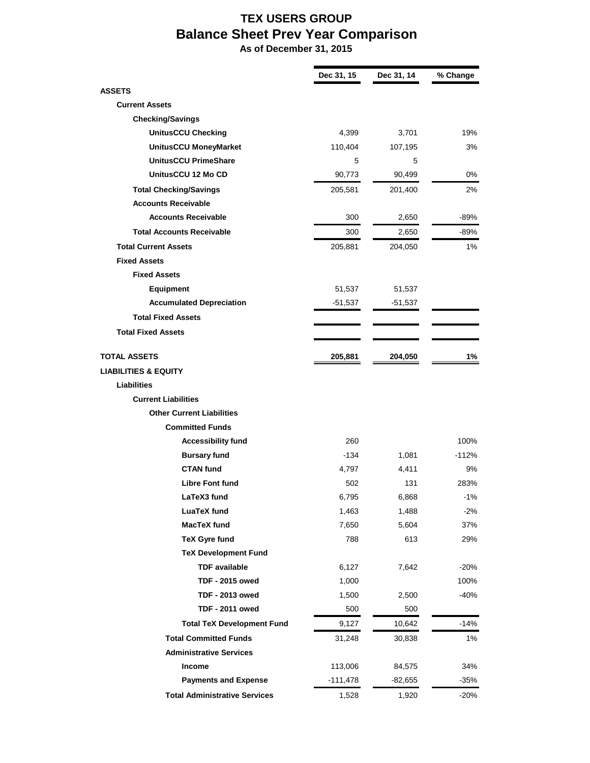# TEX USERS GROUP

## Balance Sheet Prev Year Comparison

**As of December 31, 2015**

| | Dec 31, 15 | Dec 31, 14 | % Change |
|---|---|---|---|
| **ASSETS** | | | |
| **Current Assets** | | | |
| **Checking/Savings** | | | |
| **UnitusCCU Checking** | 4,399 | 3,701 | 19% |
| **UnitusCCU MoneyMarket** | 110,404 | 107,195 | 3% |
| **UnitusCCU PrimeShare** | 5 | 5 | |
| **UnitusCCU 12 Mo CD** | 90,773 | 90,499 | 0% |
| **Total Checking/Savings** | 205,581 | 201,400 | 2% |
| **Accounts Receivable** | | | |
| **Accounts Receivable** | 300 | 2,650 | -89% |
| **Total Accounts Receivable** | 300 | 2,650 | -89% |
| **Total Current Assets** | 205,881 | 204,050 | 1% |
| **Fixed Assets** | | | |
| **Fixed Assets** | | | |
| **Equipment** | 51,537 | 51,537 | |
| **Accumulated Depreciation** | -51,537 | -51,537 | |
| **Total Fixed Assets** | | | |
| **Total Fixed Assets** | | | |
| **TOTAL ASSETS** | **205,881** | **204,050** | **1%** |
| **LIABILITIES & EQUITY** | | | |
| **Liabilities** | | | |
| **Current Liabilities** | | | |
| **Other Current Liabilities** | | | |
| **Committed Funds** | | | |
| **Accessibility fund** | 260 | | 100% |
| **Bursary fund** | -134 | 1,081 | -112% |
| **CTAN fund** | 4,797 | 4,411 | 9% |
| **Libre Font fund** | 502 | 131 | 283% |
| **LaTeX3 fund** | 6,795 | 6,868 | -1% |
| **LuaTeX fund** | 1,463 | 1,488 | -2% |
| **MacTeX fund** | 7,650 | 5,604 | 37% |
| **TeX Gyre fund** | 788 | 613 | 29% |
| **TeX Development Fund** | | | |
| **TDF available** | 6,127 | 7,642 | -20% |
| **TDF - 2015 owed** | 1,000 | | 100% |
| **TDF - 2013 owed** | 1,500 | 2,500 | -40% |
| **TDF - 2011 owed** | 500 | 500 | |
| **Total TeX Development Fund** | 9,127 | 10,642 | -14% |
| **Total Committed Funds** | 31,248 | 30,838 | 1% |
| **Administrative Services** | | | |
| **Income** | 113,006 | 84,575 | 34% |
| **Payments and Expense** | -111,478 | -82,655 | -35% |
| **Total Administrative Services** | 1,528 | 1,920 | -20% |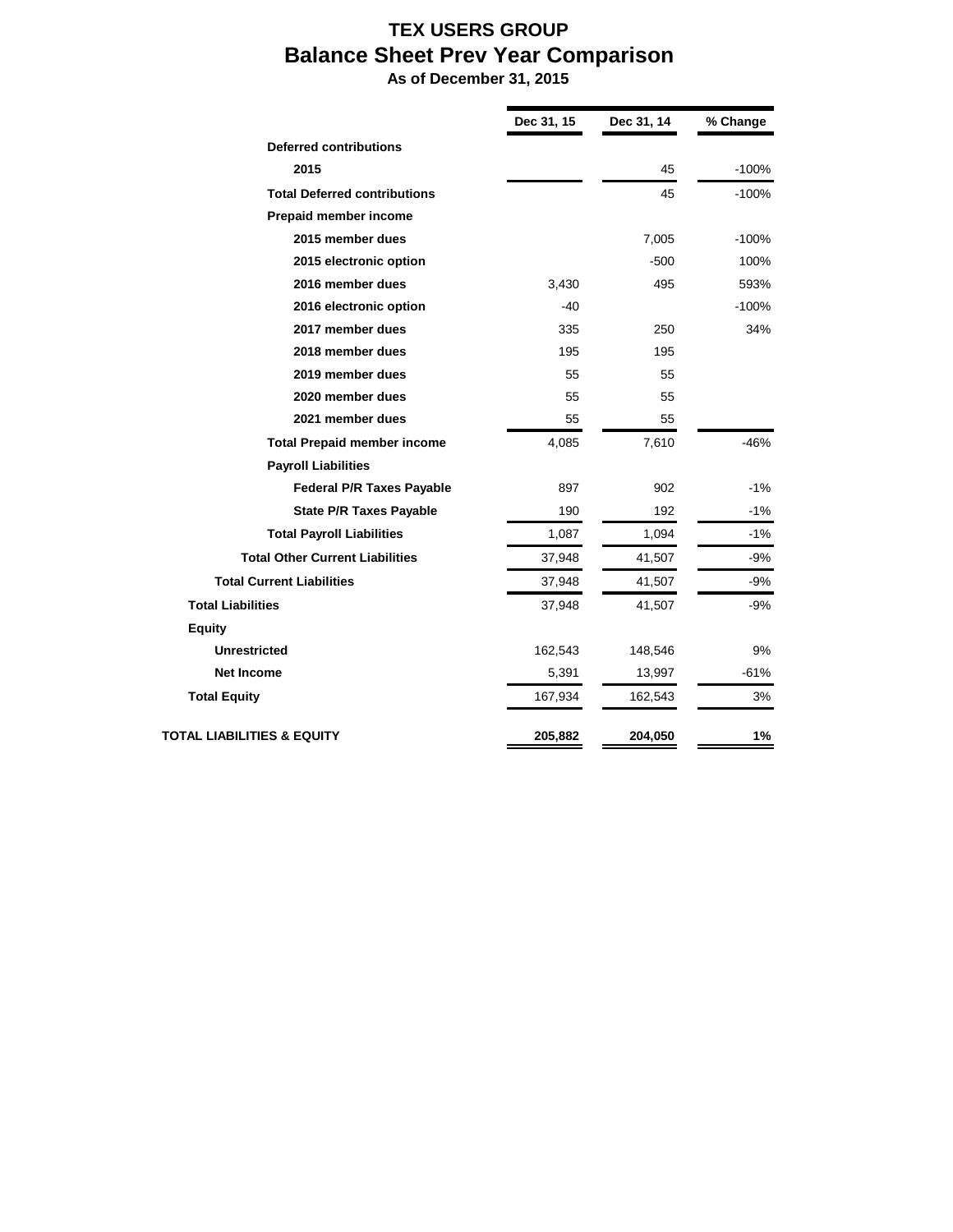# TEX USERS GROUP
## Balance Sheet Prev Year Comparison
### As of December 31, 2015

| | Dec 31, 15 | Dec 31, 14 | % Change |
|---|---|---|---|
| **Deferred contributions** | | | |
| **2015** | | 45 | -100% |
| **Total Deferred contributions** | | 45 | -100% |
| **Prepaid member income** | | | |
| **2015 member dues** | | 7,005 | -100% |
| **2015 electronic option** | | -500 | 100% |
| **2016 member dues** | 3,430 | 495 | 593% |
| **2016 electronic option** | -40 | | -100% |
| **2017 member dues** | 335 | 250 | 34% |
| **2018 member dues** | 195 | 195 | |
| **2019 member dues** | 55 | 55 | |
| **2020 member dues** | 55 | 55 | |
| **2021 member dues** | 55 | 55 | |
| **Total Prepaid member income** | 4,085 | 7,610 | -46% |
| **Payroll Liabilities** | | | |
| **Federal P/R Taxes Payable** | 897 | 902 | -1% |
| **State P/R Taxes Payable** | 190 | 192 | -1% |
| **Total Payroll Liabilities** | 1,087 | 1,094 | -1% |
| **Total Other Current Liabilities** | 37,948 | 41,507 | -9% |
| **Total Current Liabilities** | 37,948 | 41,507 | -9% |
| **Total Liabilities** | 37,948 | 41,507 | -9% |
| **Equity** | | | |
| **Unrestricted** | 162,543 | 148,546 | 9% |
| **Net Income** | 5,391 | 13,997 | -61% |
| **Total Equity** | 167,934 | 162,543 | 3% |
| **TOTAL LIABILITIES & EQUITY** | **205,882** | **204,050** | **1%** |